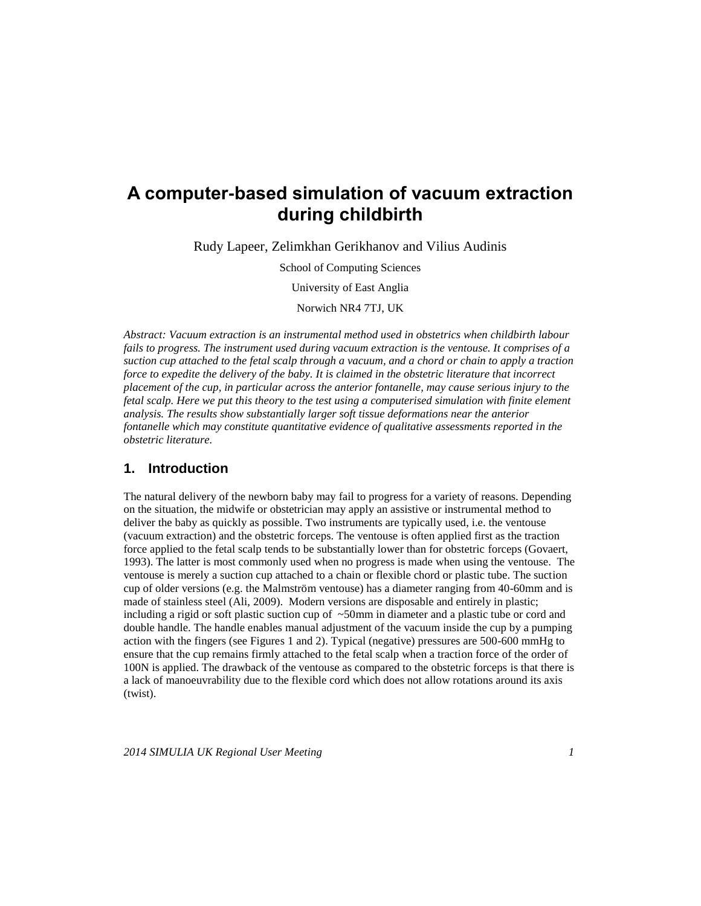# A computer-based simulation of vacuum extraction during childbirth

Rudy Lapeer, Zelimkhan Gerikhanov and Vilius Audinis

School of Computing Sciences

University of East Anglia

Norwich NR4 7TJ, UK

*Abstract: Vacuum extraction is an instrumental method used in obstetrics when childbirth labour fails to progress. The instrument used during vacuum extraction is the ventouse. It comprises of a suction cup attached to the fetal scalp through a vacuum, and a chord or chain to apply a traction force to expedite the delivery of the baby. It is claimed in the obstetric literature that incorrect placement of the cup, in particular across the anterior fontanelle, may cause serious injury to the fetal scalp. Here we put this theory to the test using a computerised simulation with finite element analysis. The results show substantially larger soft tissue deformations near the anterior fontanelle which may constitute quantitative evidence of qualitative assessments reported in the obstetric literature.*

## 1. Introduction

The natural delivery of the newborn baby may fail to progress for a variety of reasons. Depending on the situation, the midwife or obstetrician may apply an assistive or instrumental method to deliver the baby as quickly as possible. Two instruments are typically used, i.e. the ventouse (vacuum extraction) and the obstetric forceps. The ventouse is often applied first as the traction force applied to the fetal scalp tends to be substantially lower than for obstetric forceps (Govaert, 1993). The latter is most commonly used when no progress is made when using the ventouse. The ventouse is merely a suction cup attached to a chain or flexible chord or plastic tube. The suction cup of older versions (e.g. the Malmström ventouse) has a diameter ranging from 40-60mm and is made of stainless steel (Ali, 2009). Modern versions are disposable and entirely in plastic; including a rigid or soft plastic suction cup of ~50mm in diameter and a plastic tube or cord and double handle. The handle enables manual adjustment of the vacuum inside the cup by a pumping action with the fingers (see Figures 1 and 2). Typical (negative) pressures are 500-600 mmHg to ensure that the cup remains firmly attached to the fetal scalp when a traction force of the order of 100N is applied. The drawback of the ventouse as compared to the obstetric forceps is that there is a lack of manoeuvrability due to the flexible cord which does not allow rotations around its axis (twist).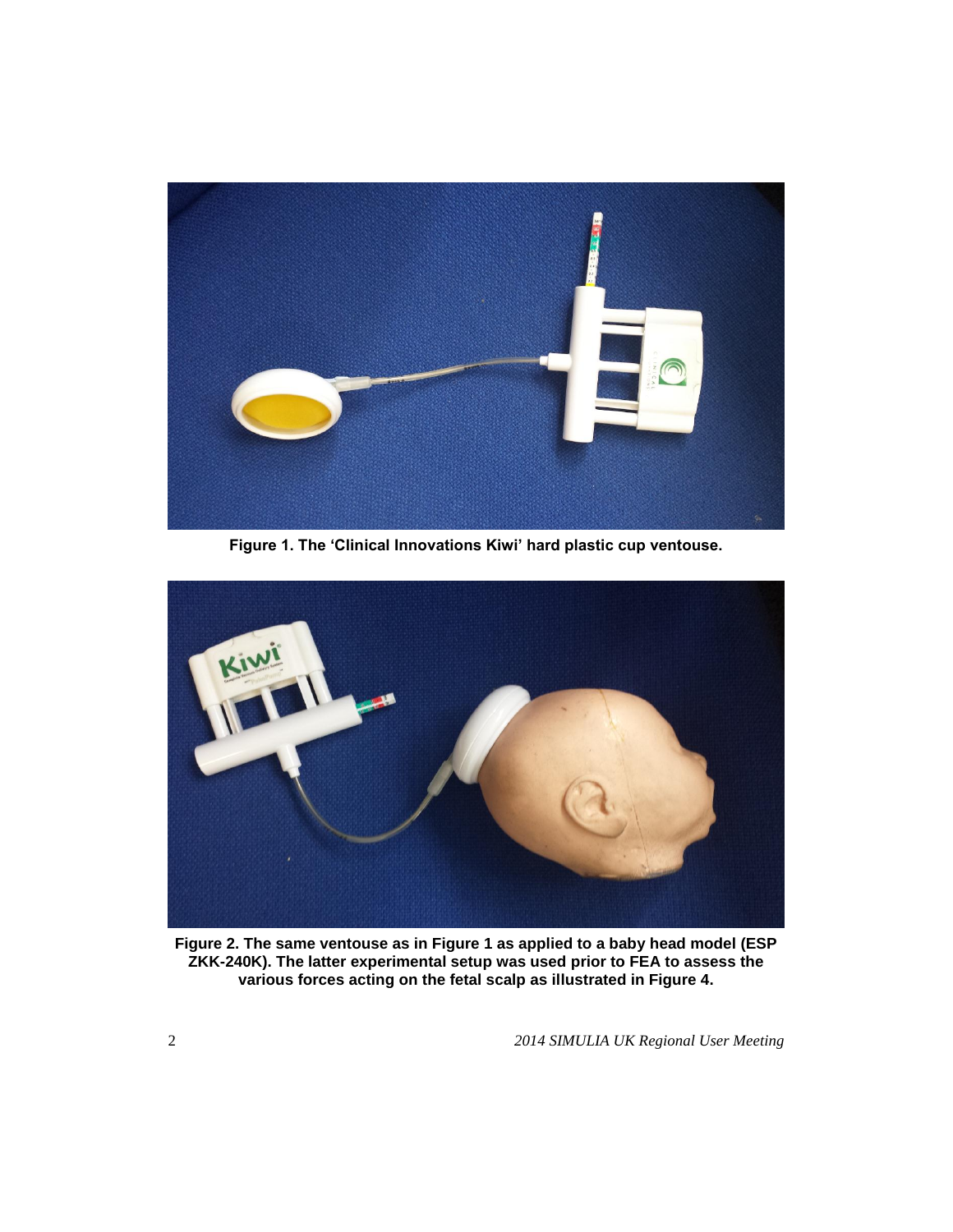**Figure 1. The 'Clinical Innovations Kiwi' hard plastic cup ventouse.**

**Figure 2. The same ventouse as in Figure 1 as applied to a baby head model (ESP ZKK-240K). The latter experimental setup was used prior to FEA to assess the various forces acting on the fetal scalp as illustrated in Figure 4.**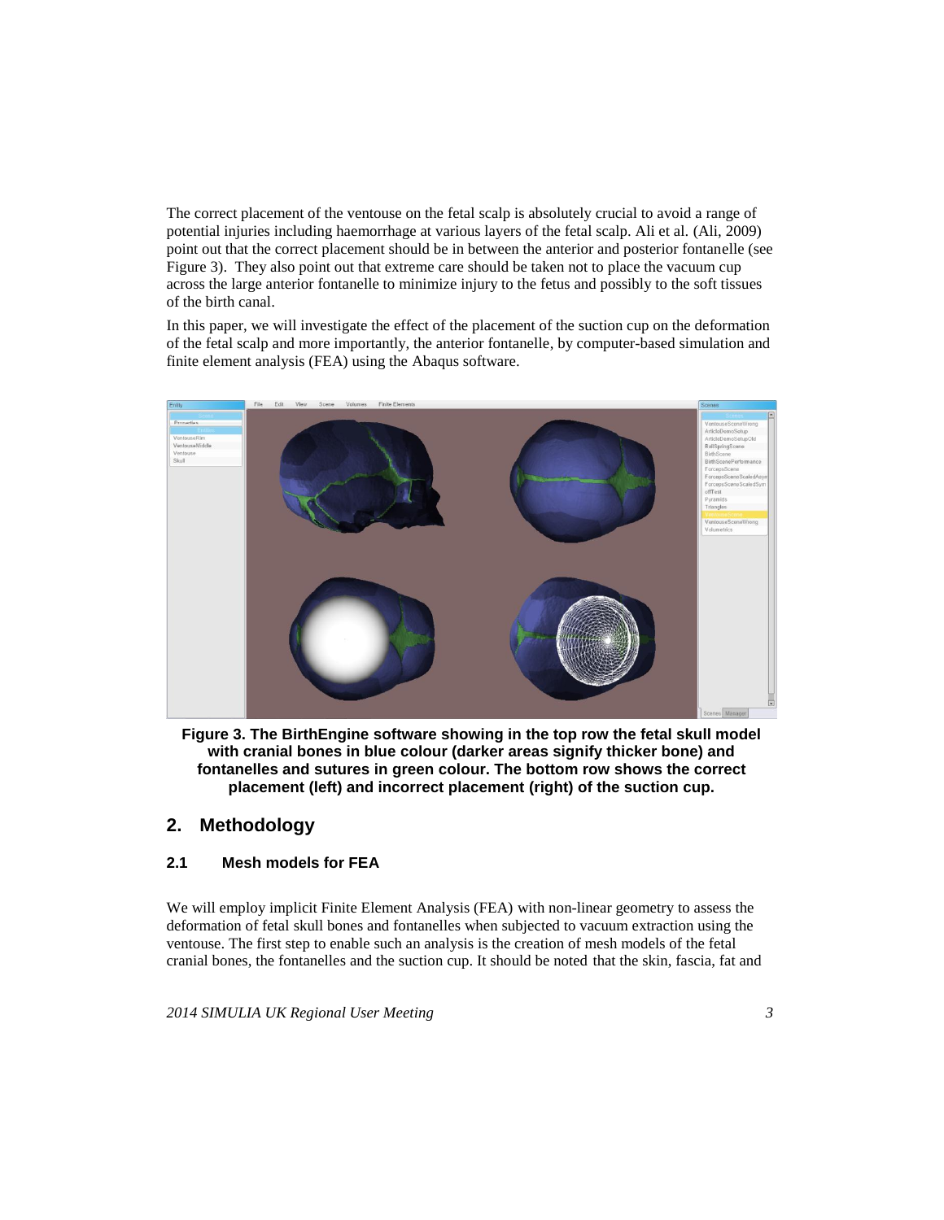The correct placement of the ventouse on the fetal scalp is absolutely crucial to avoid a range of potential injuries including haemorrhage at various layers of the fetal scalp. Ali et al. (Ali, 2009) point out that the correct placement should be in between the anterior and posterior fontanelle (see Figure 3). They also point out that extreme care should be taken not to place the vacuum cup across the large anterior fontanelle to minimize injury to the fetus and possibly to the soft tissues of the birth canal.

In this paper, we will investigate the effect of the placement of the suction cup on the deformation of the fetal scalp and more importantly, the anterior fontanelle, by computer-based simulation and finite element analysis (FEA) using the Abaqus software.

**Figure 3. The BirthEngine software showing in the top row the fetal skull model with cranial bones in blue colour (darker areas signify thicker bone) and fontanelles and sutures in green colour. The bottom row shows the correct placement (left) and incorrect placement (right) of the suction cup.**

## 2. Methodology

### 2.1 Mesh models for FEA

We will employ implicit Finite Element Analysis (FEA) with non-linear geometry to assess the deformation of fetal skull bones and fontanelles when subjected to vacuum extraction using the ventouse. The first step to enable such an analysis is the creation of mesh models of the fetal cranial bones, the fontanelles and the suction cup. It should be noted that the skin, fascia, fat and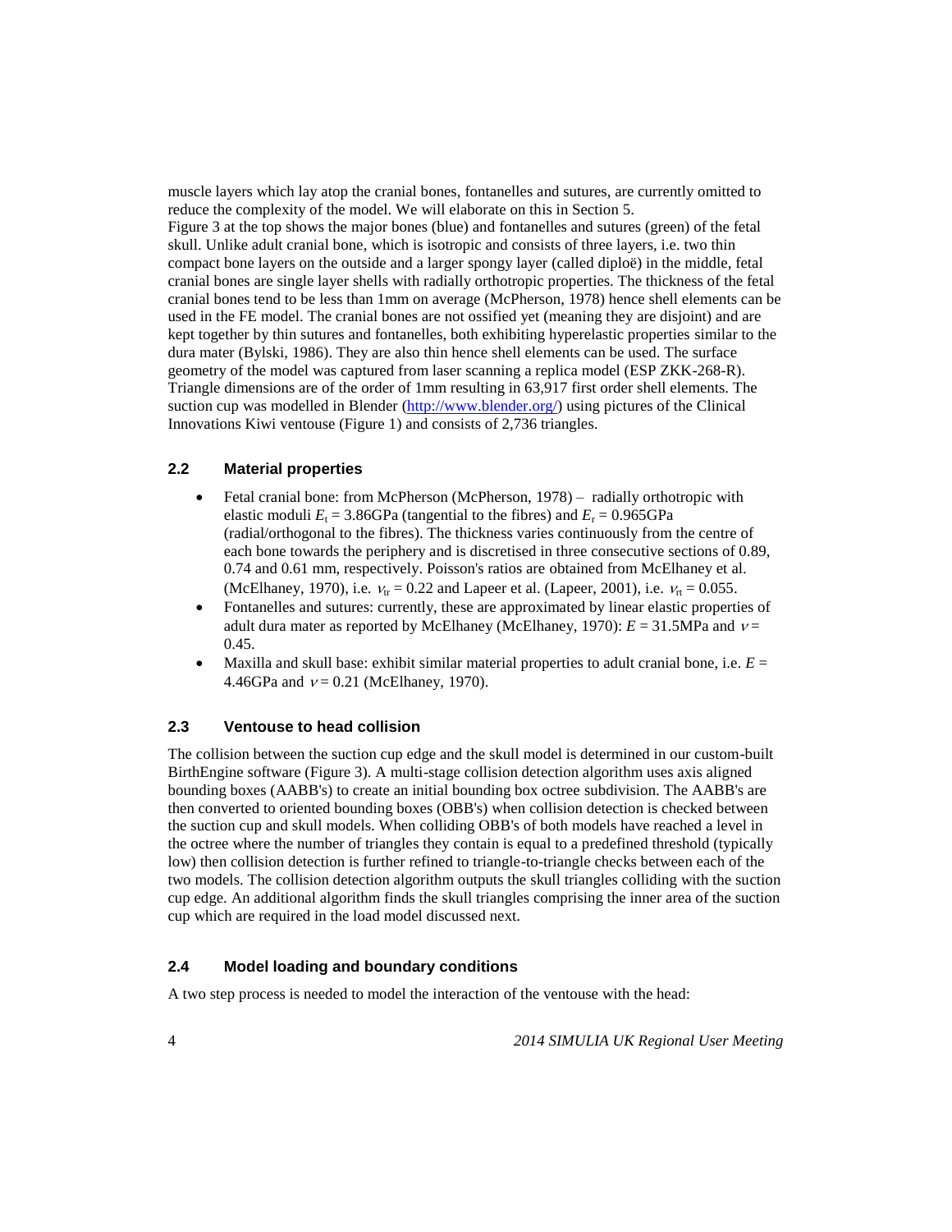muscle layers which lay atop the cranial bones, fontanelles and sutures, are currently omitted to reduce the complexity of the model. We will elaborate on this in Section 5.

Figure 3 at the top shows the major bones (blue) and fontanelles and sutures (green) of the fetal skull. Unlike adult cranial bone, which is isotropic and consists of three layers, i.e. two thin compact bone layers on the outside and a larger spongy layer (called diploë) in the middle, fetal cranial bones are single layer shells with radially orthotropic properties. The thickness of the fetal cranial bones tend to be less than 1mm on average (McPherson, 1978) hence shell elements can be used in the FE model. The cranial bones are not ossified yet (meaning they are disjoint) and are kept together by thin sutures and fontanelles, both exhibiting hyperelastic properties similar to the dura mater (Bylski, 1986). They are also thin hence shell elements can be used. The surface geometry of the model was captured from laser scanning a replica model (ESP ZKK-268-R). Triangle dimensions are of the order of 1mm resulting in 63,917 first order shell elements. The suction cup was modelled in Blender (http://www.blender.org/) using pictures of the Clinical Innovations Kiwi ventouse (Figure 1) and consists of 2,736 triangles.

### 2.2 Material properties

- Fetal cranial bone: from McPherson (McPherson, 1978) – radially orthotropic with elastic moduli $E_t$ = 3.86GPa (tangential to the fibres) and $E_r$ = 0.965GPa (radial/orthogonal to the fibres). The thickness varies continuously from the centre of each bone towards the periphery and is discretised in three consecutive sections of 0.89, 0.74 and 0.61 mm, respectively. Poisson's ratios are obtained from McElhaney et al. (McElhaney, 1970), i.e. $\nu_{tr}$ = 0.22 and Lapeer et al. (Lapeer, 2001), i.e. $\nu_{rt}$ = 0.055.
- Fontanelles and sutures: currently, these are approximated by linear elastic properties of adult dura mater as reported by McElhaney (McElhaney, 1970): $E$ = 31.5MPa and $\nu$ = 0.45.
- Maxilla and skull base: exhibit similar material properties to adult cranial bone, i.e. $E$ = 4.46GPa and $\nu$ = 0.21 (McElhaney, 1970).

### 2.3 Ventouse to head collision

The collision between the suction cup edge and the skull model is determined in our custom-built BirthEngine software (Figure 3). A multi-stage collision detection algorithm uses axis aligned bounding boxes (AABB's) to create an initial bounding box octree subdivision. The AABB's are then converted to oriented bounding boxes (OBB's) when collision detection is checked between the suction cup and skull models. When colliding OBB's of both models have reached a level in the octree where the number of triangles they contain is equal to a predefined threshold (typically low) then collision detection is further refined to triangle-to-triangle checks between each of the two models. The collision detection algorithm outputs the skull triangles colliding with the suction cup edge. An additional algorithm finds the skull triangles comprising the inner area of the suction cup which are required in the load model discussed next.

### 2.4 Model loading and boundary conditions

A two step process is needed to model the interaction of the ventouse with the head: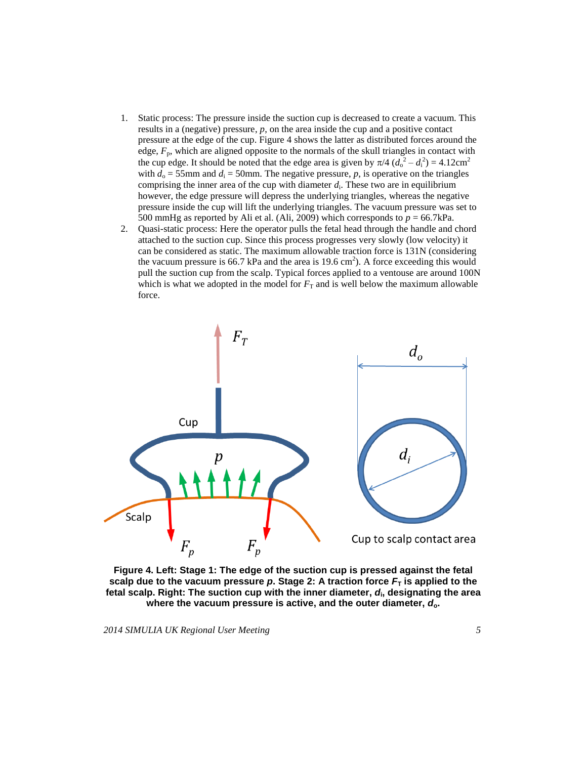1. Static process: The pressure inside the suction cup is decreased to create a vacuum. This results in a (negative) pressure, $p$, on the area inside the cup and a positive contact pressure at the edge of the cup. Figure 4 shows the latter as distributed forces around the edge, $F_p$, which are aligned opposite to the normals of the skull triangles in contact with the cup edge. It should be noted that the edge area is given by $\pi/4\ (d_o^2 - d_i^2) = 4.12\text{cm}^2$ with $d_o$ = 55mm and $d_i$ = 50mm. The negative pressure, $p$, is operative on the triangles comprising the inner area of the cup with diameter $d_i$. These two are in equilibrium however, the edge pressure will depress the underlying triangles, whereas the negative pressure inside the cup will lift the underlying triangles. The vacuum pressure was set to 500 mmHg as reported by Ali et al. (Ali, 2009) which corresponds to $p$ = 66.7kPa.
2. Quasi-static process: Here the operator pulls the fetal head through the handle and chord attached to the suction cup. Since this process progresses very slowly (low velocity) it can be considered as static. The maximum allowable traction force is 131N (considering the vacuum pressure is 66.7 kPa and the area is 19.6 cm$^2$). A force exceeding this would pull the suction cup from the scalp. Typical forces applied to a ventouse are around 100N which is what we adopted in the model for $F_T$ and is well below the maximum allowable force.

**Figure 4. Left: Stage 1: The edge of the suction cup is pressed against the fetal scalp due to the vacuum pressure $p$. Stage 2: A traction force $F_T$ is applied to the fetal scalp. Right: The suction cup with the inner diameter, $d_i$, designating the area where the vacuum pressure is active, and the outer diameter, $d_o$.**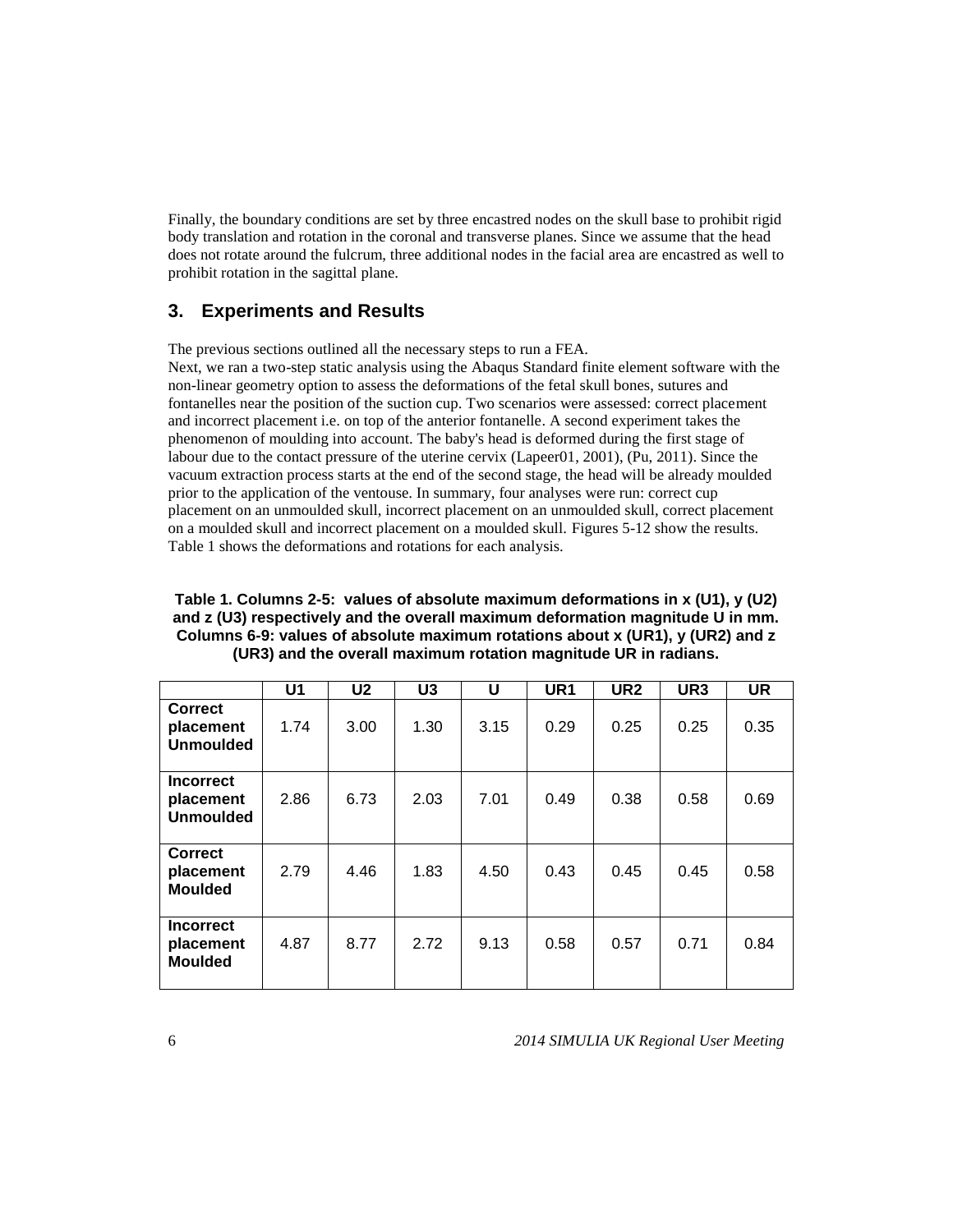Finally, the boundary conditions are set by three encastred nodes on the skull base to prohibit rigid body translation and rotation in the coronal and transverse planes. Since we assume that the head does not rotate around the fulcrum, three additional nodes in the facial area are encastred as well to prohibit rotation in the sagittal plane.

## 3. Experiments and Results

The previous sections outlined all the necessary steps to run a FEA.
Next, we ran a two-step static analysis using the Abaqus Standard finite element software with the non-linear geometry option to assess the deformations of the fetal skull bones, sutures and fontanelles near the position of the suction cup. Two scenarios were assessed: correct placement and incorrect placement i.e. on top of the anterior fontanelle. A second experiment takes the phenomenon of moulding into account. The baby's head is deformed during the first stage of labour due to the contact pressure of the uterine cervix (Lapeer01, 2001), (Pu, 2011). Since the vacuum extraction process starts at the end of the second stage, the head will be already moulded prior to the application of the ventouse. In summary, four analyses were run: correct cup placement on an unmoulded skull, incorrect placement on an unmoulded skull, correct placement on a moulded skull and incorrect placement on a moulded skull. Figures 5-12 show the results. Table 1 shows the deformations and rotations for each analysis.

**Table 1. Columns 2-5: values of absolute maximum deformations in x (U1), y (U2) and z (U3) respectively and the overall maximum deformation magnitude U in mm. Columns 6-9: values of absolute maximum rotations about x (UR1), y (UR2) and z (UR3) and the overall maximum rotation magnitude UR in radians.**

| | U1 | U2 | U3 | U | UR1 | UR2 | UR3 | UR |
|---|---|---|---|---|---|---|---|---|
| **Correct placement Unmoulded** | 1.74 | 3.00 | 1.30 | 3.15 | 0.29 | 0.25 | 0.25 | 0.35 |
| **Incorrect placement Unmoulded** | 2.86 | 6.73 | 2.03 | 7.01 | 0.49 | 0.38 | 0.58 | 0.69 |
| **Correct placement Moulded** | 2.79 | 4.46 | 1.83 | 4.50 | 0.43 | 0.45 | 0.45 | 0.58 |
| **Incorrect placement Moulded** | 4.87 | 8.77 | 2.72 | 9.13 | 0.58 | 0.57 | 0.71 | 0.84 |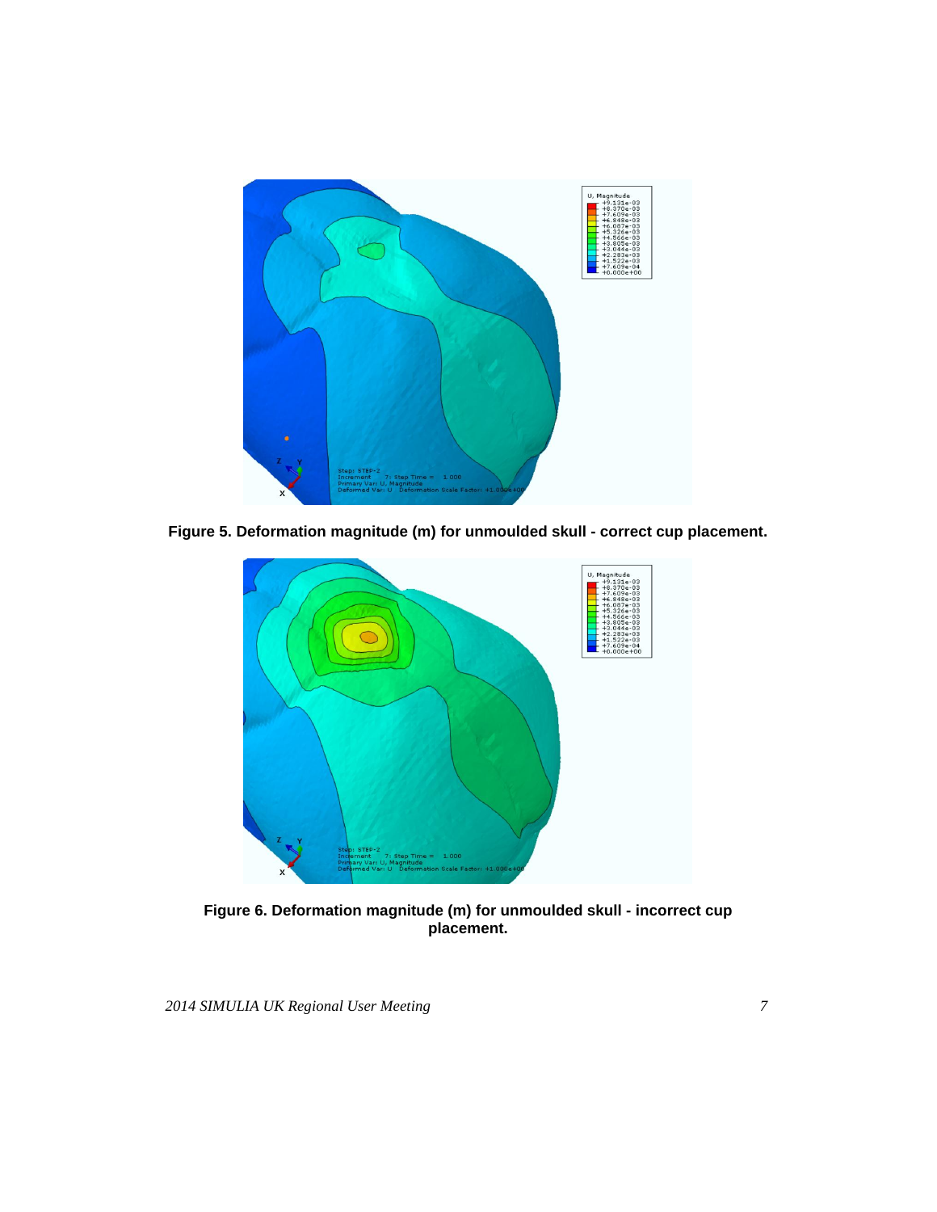**Figure 5. Deformation magnitude (m) for unmoulded skull - correct cup placement.**

**Figure 6. Deformation magnitude (m) for unmoulded skull - incorrect cup placement.**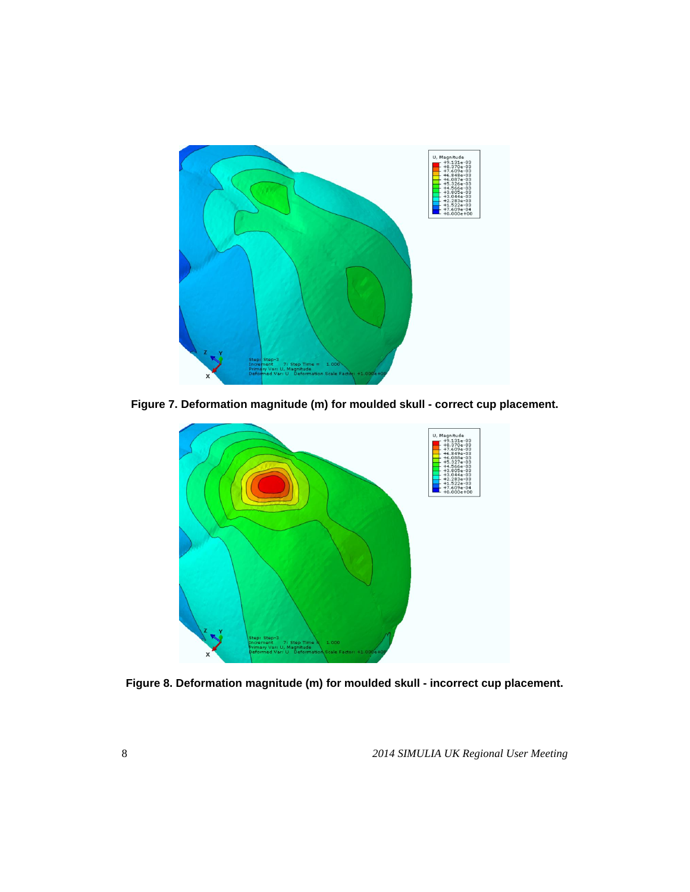**Figure 7. Deformation magnitude (m) for moulded skull - correct cup placement.**

**Figure 8. Deformation magnitude (m) for moulded skull - incorrect cup placement.**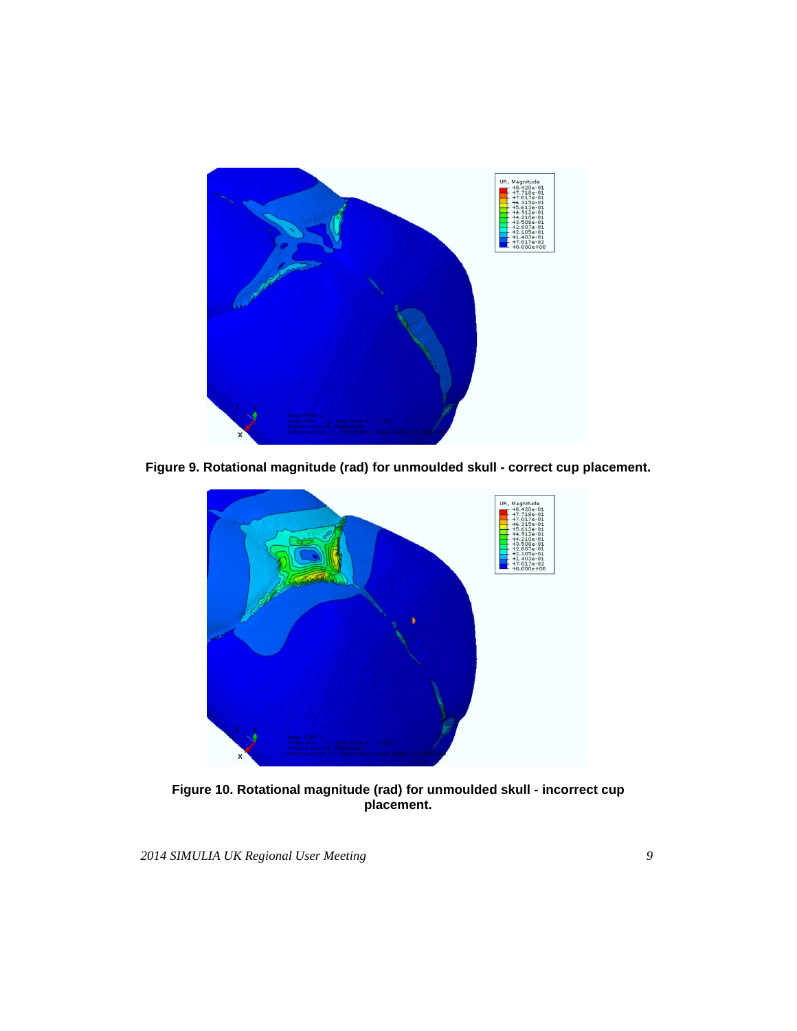Figure 9. Rotational magnitude (rad) for unmoulded skull - correct cup placement.

Figure 10. Rotational magnitude (rad) for unmoulded skull - incorrect cup placement.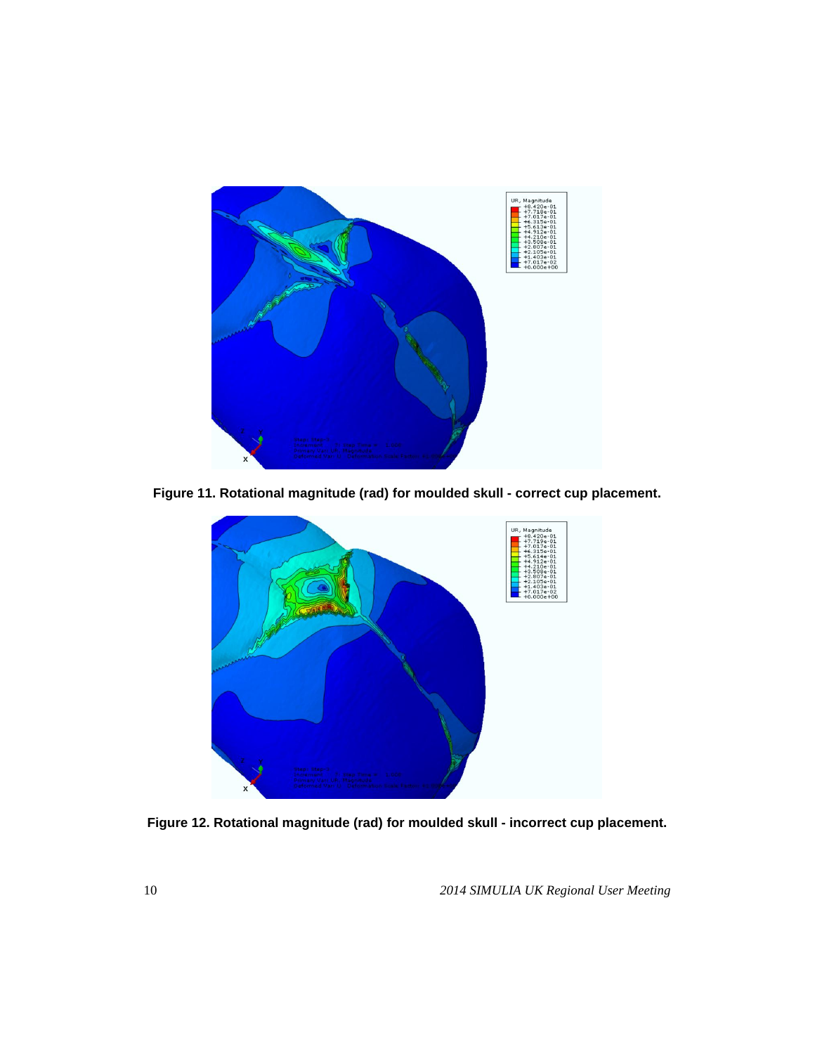**Figure 11. Rotational magnitude (rad) for moulded skull - correct cup placement.**

**Figure 12. Rotational magnitude (rad) for moulded skull - incorrect cup placement.**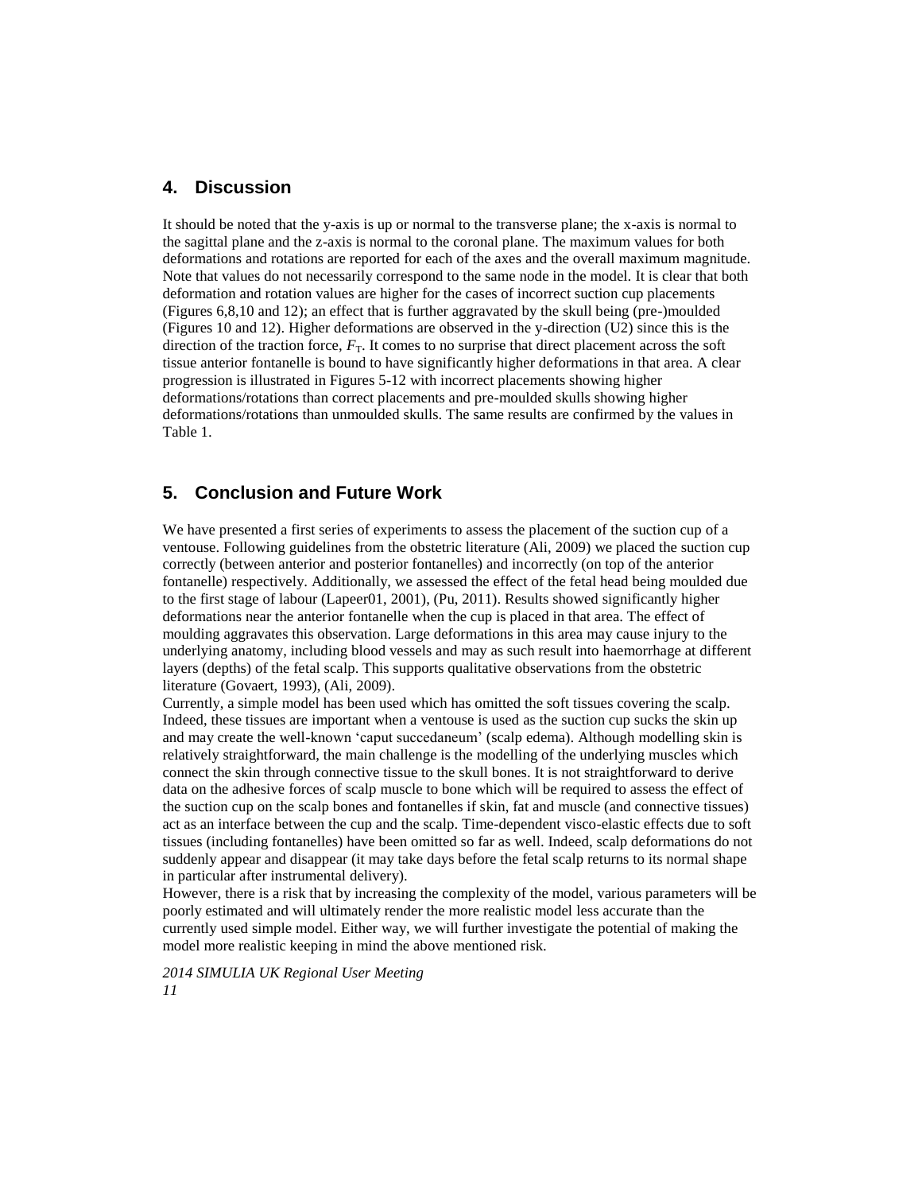## 4. Discussion

It should be noted that the y-axis is up or normal to the transverse plane; the x-axis is normal to the sagittal plane and the z-axis is normal to the coronal plane. The maximum values for both deformations and rotations are reported for each of the axes and the overall maximum magnitude. Note that values do not necessarily correspond to the same node in the model. It is clear that both deformation and rotation values are higher for the cases of incorrect suction cup placements (Figures 6,8,10 and 12); an effect that is further aggravated by the skull being (pre-)moulded (Figures 10 and 12). Higher deformations are observed in the y-direction (U2) since this is the direction of the traction force, $F_T$. It comes to no surprise that direct placement across the soft tissue anterior fontanelle is bound to have significantly higher deformations in that area. A clear progression is illustrated in Figures 5-12 with incorrect placements showing higher deformations/rotations than correct placements and pre-moulded skulls showing higher deformations/rotations than unmoulded skulls. The same results are confirmed by the values in Table 1.

## 5. Conclusion and Future Work

We have presented a first series of experiments to assess the placement of the suction cup of a ventouse. Following guidelines from the obstetric literature (Ali, 2009) we placed the suction cup correctly (between anterior and posterior fontanelles) and incorrectly (on top of the anterior fontanelle) respectively. Additionally, we assessed the effect of the fetal head being moulded due to the first stage of labour (Lapeer01, 2001), (Pu, 2011). Results showed significantly higher deformations near the anterior fontanelle when the cup is placed in that area. The effect of moulding aggravates this observation. Large deformations in this area may cause injury to the underlying anatomy, including blood vessels and may as such result into haemorrhage at different layers (depths) of the fetal scalp. This supports qualitative observations from the obstetric literature (Govaert, 1993), (Ali, 2009).

Currently, a simple model has been used which has omitted the soft tissues covering the scalp. Indeed, these tissues are important when a ventouse is used as the suction cup sucks the skin up and may create the well-known 'caput succedaneum' (scalp edema). Although modelling skin is relatively straightforward, the main challenge is the modelling of the underlying muscles which connect the skin through connective tissue to the skull bones. It is not straightforward to derive data on the adhesive forces of scalp muscle to bone which will be required to assess the effect of the suction cup on the scalp bones and fontanelles if skin, fat and muscle (and connective tissues) act as an interface between the cup and the scalp. Time-dependent visco-elastic effects due to soft tissues (including fontanelles) have been omitted so far as well. Indeed, scalp deformations do not suddenly appear and disappear (it may take days before the fetal scalp returns to its normal shape in particular after instrumental delivery).

However, there is a risk that by increasing the complexity of the model, various parameters will be poorly estimated and will ultimately render the more realistic model less accurate than the currently used simple model. Either way, we will further investigate the potential of making the model more realistic keeping in mind the above mentioned risk.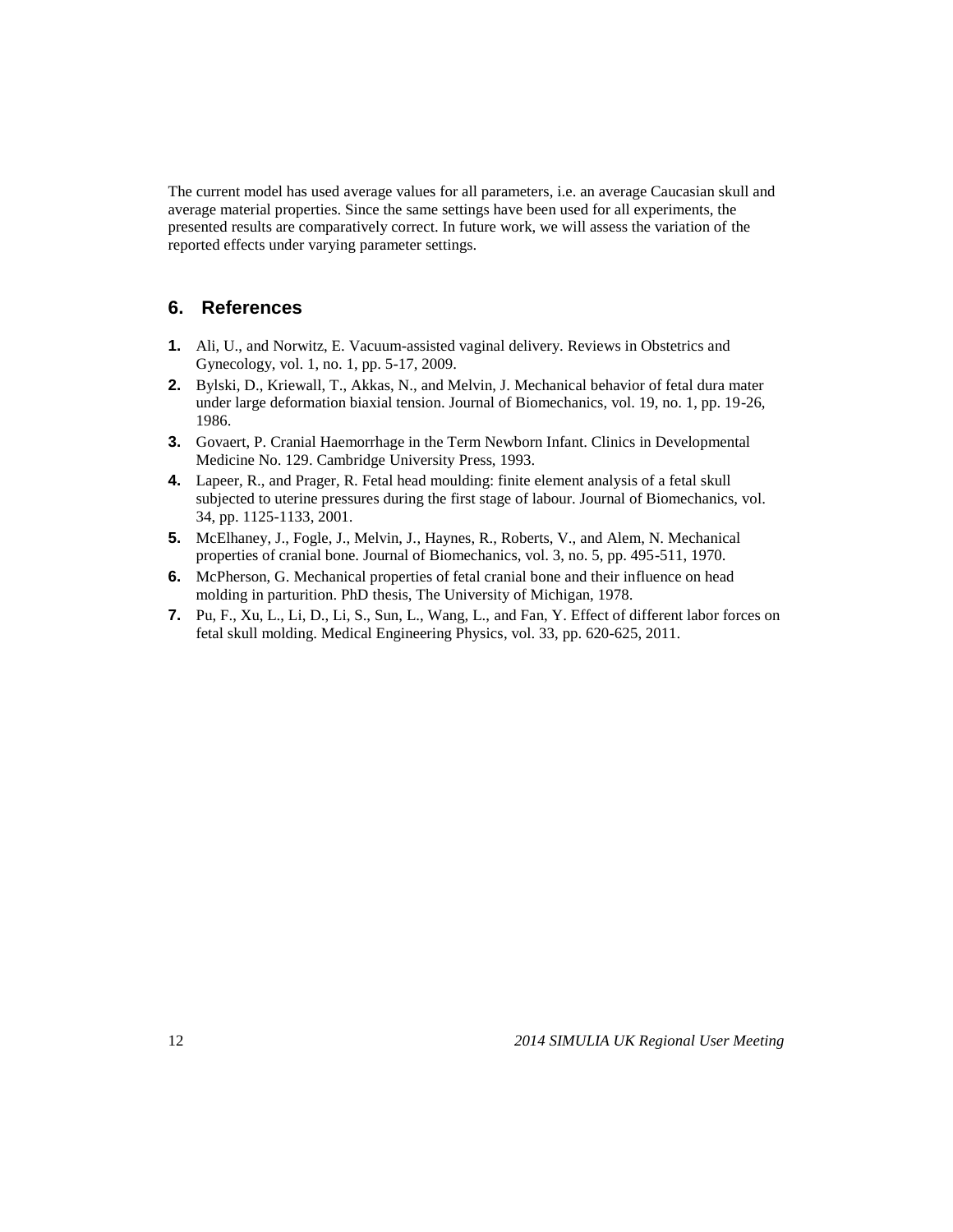The current model has used average values for all parameters, i.e. an average Caucasian skull and average material properties. Since the same settings have been used for all experiments, the presented results are comparatively correct. In future work, we will assess the variation of the reported effects under varying parameter settings.

## 6. References

1. Ali, U., and Norwitz, E. Vacuum-assisted vaginal delivery. Reviews in Obstetrics and Gynecology, vol. 1, no. 1, pp. 5-17, 2009.
2. Bylski, D., Kriewall, T., Akkas, N., and Melvin, J. Mechanical behavior of fetal dura mater under large deformation biaxial tension. Journal of Biomechanics, vol. 19, no. 1, pp. 19-26, 1986.
3. Govaert, P. Cranial Haemorrhage in the Term Newborn Infant. Clinics in Developmental Medicine No. 129. Cambridge University Press, 1993.
4. Lapeer, R., and Prager, R. Fetal head moulding: finite element analysis of a fetal skull subjected to uterine pressures during the first stage of labour. Journal of Biomechanics, vol. 34, pp. 1125-1133, 2001.
5. McElhaney, J., Fogle, J., Melvin, J., Haynes, R., Roberts, V., and Alem, N. Mechanical properties of cranial bone. Journal of Biomechanics, vol. 3, no. 5, pp. 495-511, 1970.
6. McPherson, G. Mechanical properties of fetal cranial bone and their influence on head molding in parturition. PhD thesis, The University of Michigan, 1978.
7. Pu, F., Xu, L., Li, D., Li, S., Sun, L., Wang, L., and Fan, Y. Effect of different labor forces on fetal skull molding. Medical Engineering Physics, vol. 33, pp. 620-625, 2011.